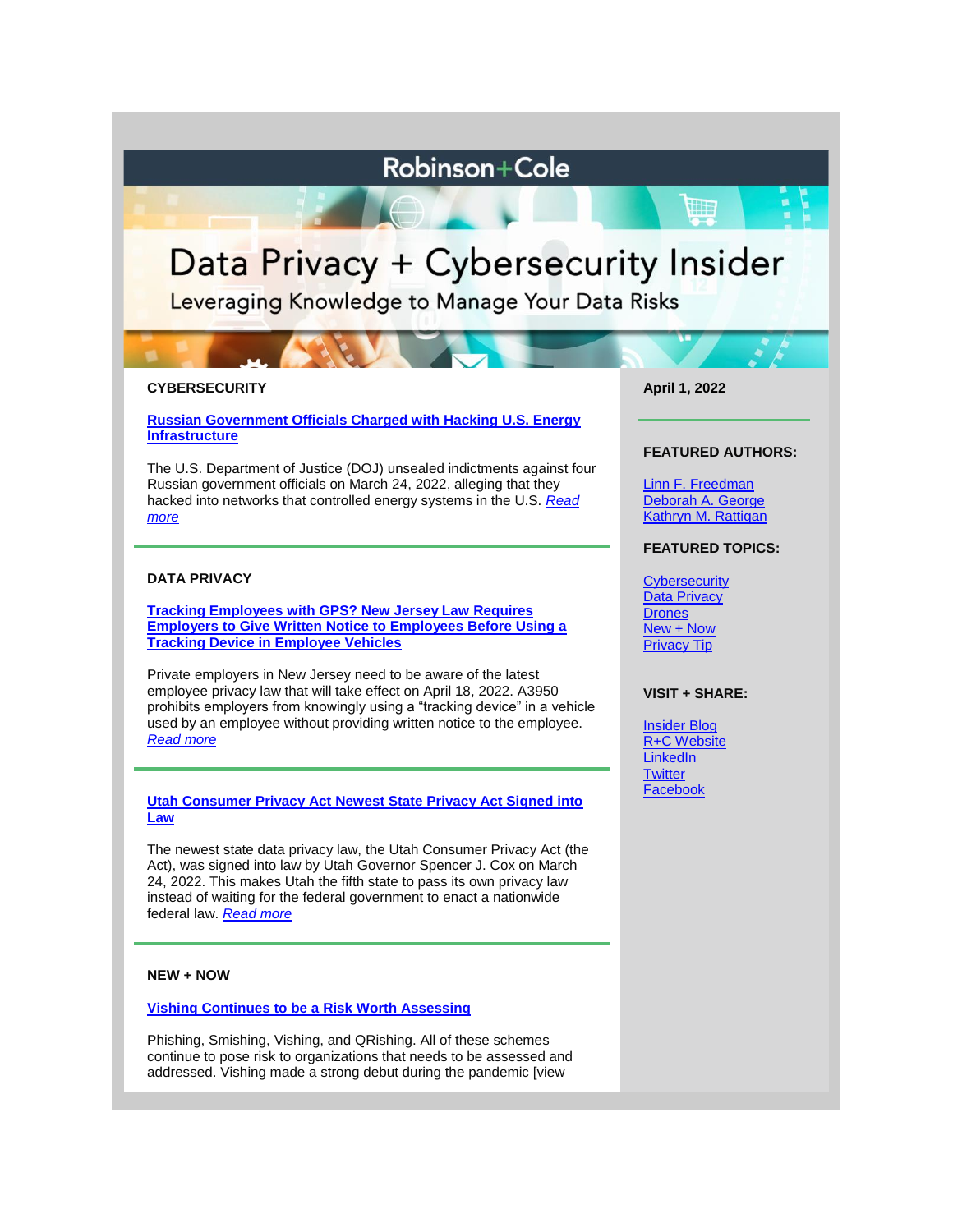# Robinson+Cole

# Data Privacy + Cybersecurity Insider

Leveraging Knowledge to Manage Your Data Risks

**April 1, 2022**

**FEATURED AUTHORS:**

Linn F. Freedman
Deborah A. George
Kathryn M. Rattigan

**FEATURED TOPICS:**

Cybersecurity
Data Privacy
Drones
New + Now
Privacy Tip

**VISIT + SHARE:**

Insider Blog
R+C Website
LinkedIn
Twitter
Facebook

## CYBERSECURITY

### Russian Government Officials Charged with Hacking U.S. Energy Infrastructure

The U.S. Department of Justice (DOJ) unsealed indictments against four Russian government officials on March 24, 2022, alleging that they hacked into networks that controlled energy systems in the U.S. *Read more*

---

## DATA PRIVACY

### Tracking Employees with GPS? New Jersey Law Requires Employers to Give Written Notice to Employees Before Using a Tracking Device in Employee Vehicles

Private employers in New Jersey need to be aware of the latest employee privacy law that will take effect on April 18, 2022. A3950 prohibits employers from knowingly using a “tracking device” in a vehicle used by an employee without providing written notice to the employee. *Read more*

---

### Utah Consumer Privacy Act Newest State Privacy Act Signed into Law

The newest state data privacy law, the Utah Consumer Privacy Act (the Act), was signed into law by Utah Governor Spencer J. Cox on March 24, 2022. This makes Utah the fifth state to pass its own privacy law instead of waiting for the federal government to enact a nationwide federal law. *Read more*

---

## NEW + NOW

### Vishing Continues to be a Risk Worth Assessing

Phishing, Smishing, Vishing, and QRishing. All of these schemes continue to pose risk to organizations that needs to be assessed and addressed. Vishing made a strong debut during the pandemic [view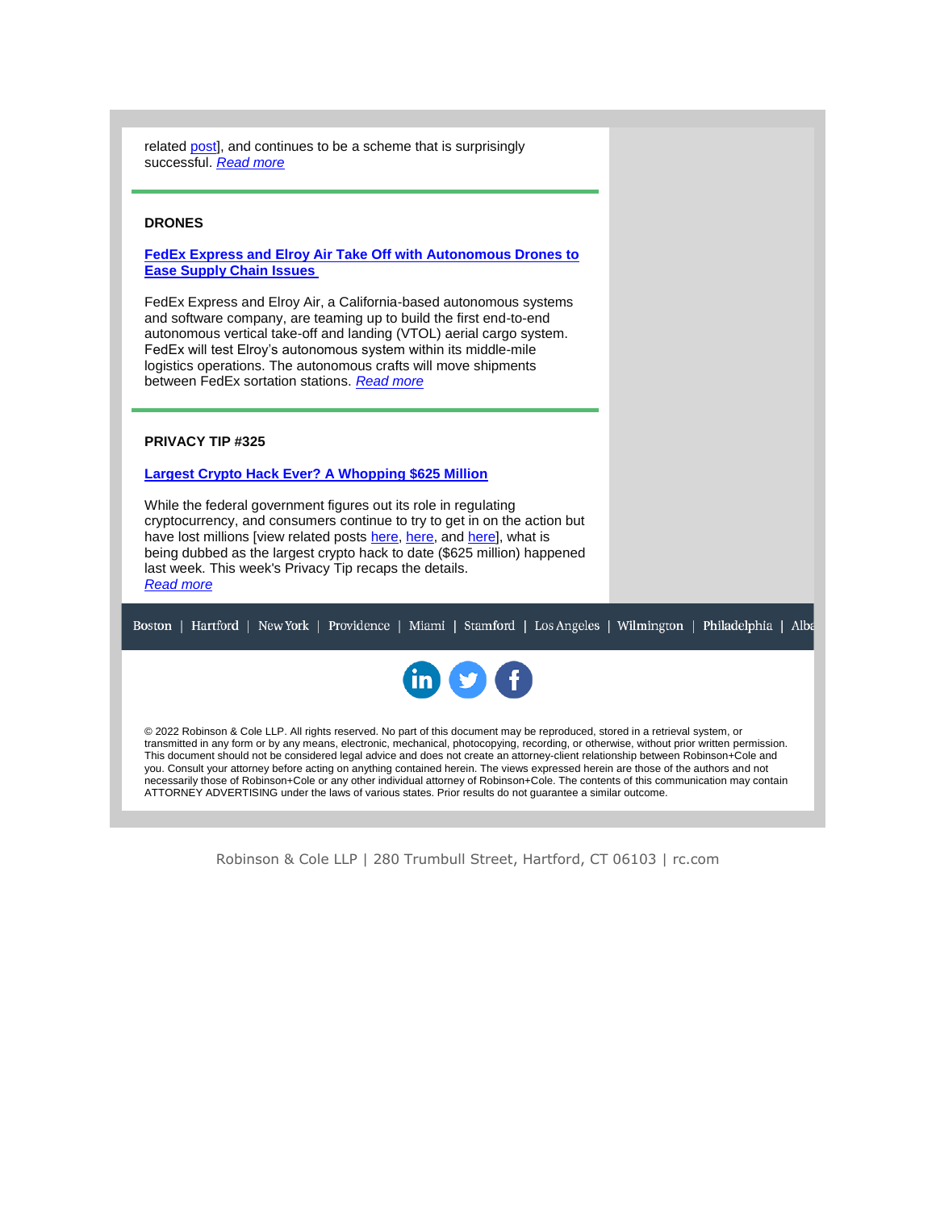related post], and continues to be a scheme that is surprisingly successful. *Read more*

**DRONES**

**FedEx Express and Elroy Air Take Off with Autonomous Drones to Ease Supply Chain Issues**

FedEx Express and Elroy Air, a California-based autonomous systems and software company, are teaming up to build the first end-to-end autonomous vertical take-off and landing (VTOL) aerial cargo system. FedEx will test Elroy's autonomous system within its middle-mile logistics operations. The autonomous crafts will move shipments between FedEx sortation stations. *Read more*

**PRIVACY TIP #325**

**Largest Crypto Hack Ever? A Whopping $625 Million**

While the federal government figures out its role in regulating cryptocurrency, and consumers continue to try to get in on the action but have lost millions [view related posts here, here, and here], what is being dubbed as the largest crypto hack to date ($625 million) happened last week. This week's Privacy Tip recaps the details.
*Read more*

Boston | Hartford | New York | Providence | Miami | Stamford | Los Angeles | Wilmington | Philadelphia | Alba

© 2022 Robinson & Cole LLP. All rights reserved. No part of this document may be reproduced, stored in a retrieval system, or transmitted in any form or by any means, electronic, mechanical, photocopying, recording, or otherwise, without prior written permission. This document should not be considered legal advice and does not create an attorney-client relationship between Robinson+Cole and you. Consult your attorney before acting on anything contained herein. The views expressed herein are those of the authors and not necessarily those of Robinson+Cole or any other individual attorney of Robinson+Cole. The contents of this communication may contain ATTORNEY ADVERTISING under the laws of various states. Prior results do not guarantee a similar outcome.

Robinson & Cole LLP | 280 Trumbull Street, Hartford, CT 06103 | rc.com